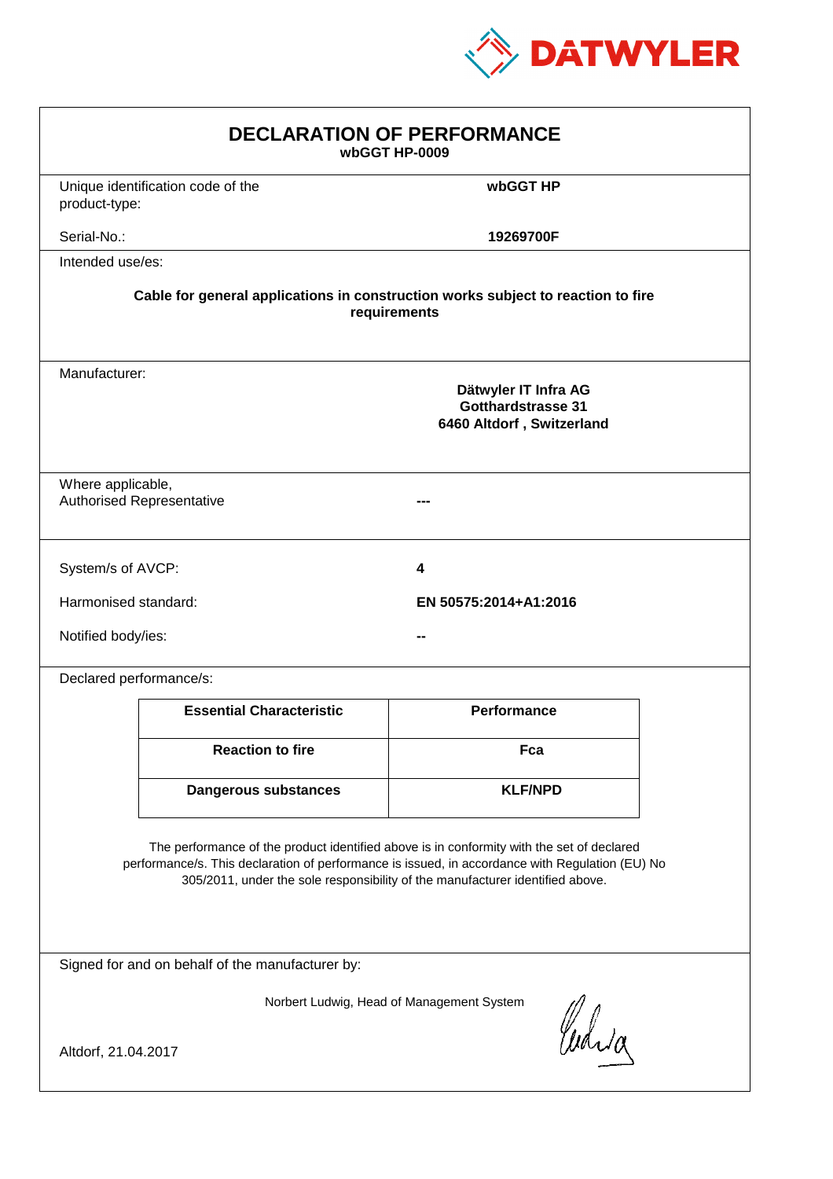DATWYLER

# DECLARATION OF PERFORMANCE

**wbGGT HP-0009**

Unique identification code of the product-type: **wbGGT HP**

Serial-No.: **19269700F**

Intended use/es:

**Cable for general applications in construction works subject to reaction to fire requirements**

Manufacturer:

**Dätwyler IT Infra AG**
**Gotthardstrasse 31**
**6460 Altdorf , Switzerland**

Where applicable, Authorised Representative: **---**

System/s of AVCP: **4**

Harmonised standard: **EN 50575:2014+A1:2016**

Notified body/ies: **--**

Declared performance/s:

| Essential Characteristic | Performance |
|---|---|
| **Reaction to fire** | **Fca** |
| **Dangerous substances** | **KLF/NPD** |

The performance of the product identified above is in conformity with the set of declared performance/s. This declaration of performance is issued, in accordance with Regulation (EU) No 305/2011, under the sole responsibility of the manufacturer identified above.

Signed for and on behalf of the manufacturer by:

Norbert Ludwig, Head of Management System

Altdorf, 21.04.2017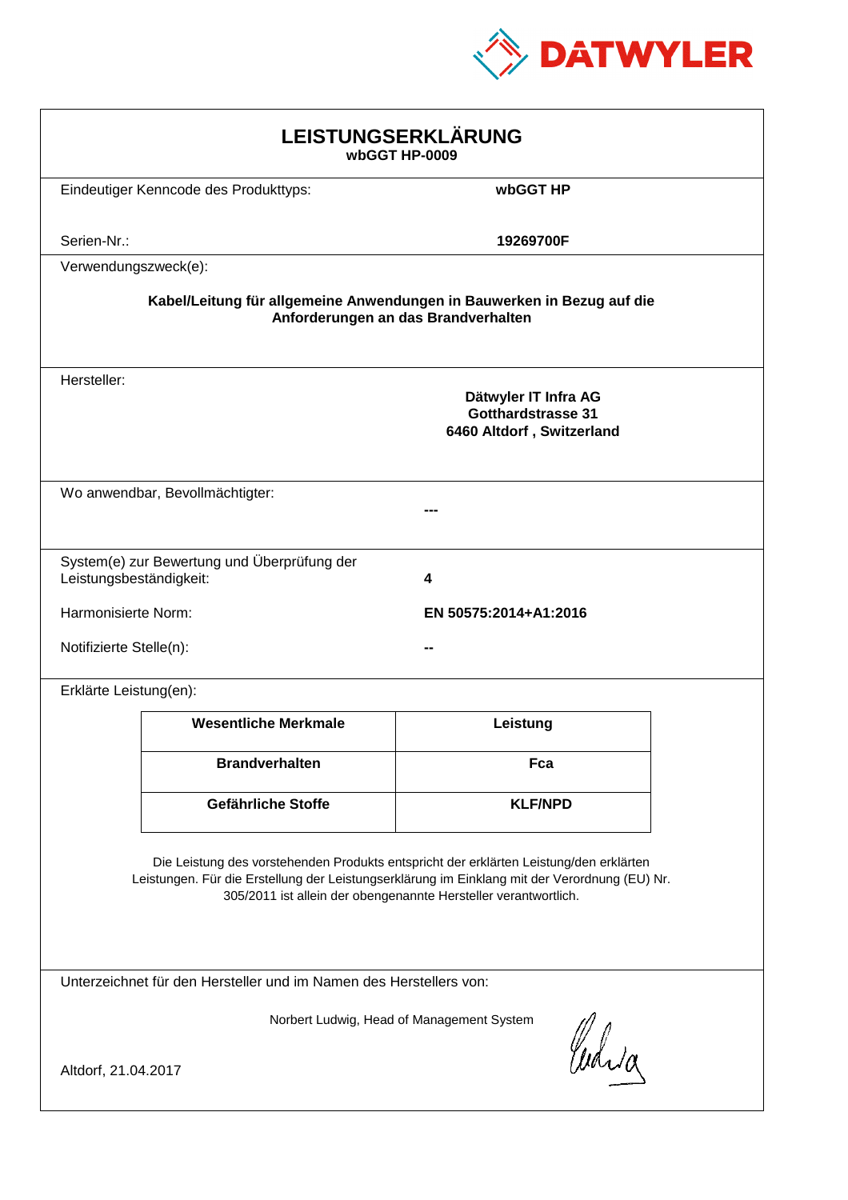# LEISTUNGSERKLÄRUNG

**wbGGT HP-0009**

Eindeutiger Kenncode des Produkttyps: **wbGGT HP**

Serien-Nr.: **19269700F**

Verwendungszweck(e):

**Kabel/Leitung für allgemeine Anwendungen in Bauwerken in Bezug auf die Anforderungen an das Brandverhalten**

Hersteller:

**Dätwyler IT Infra AG**
**Gotthardstrasse 31**
**6460 Altdorf , Switzerland**

Wo anwendbar, Bevollmächtigter: **---**

System(e) zur Bewertung und Überprüfung der Leistungsbeständigkeit: **4**

Harmonisierte Norm: **EN 50575:2014+A1:2016**

Notifizierte Stelle(n): **--**

Erklärte Leistung(en):

| Wesentliche Merkmale | Leistung |
|---|---|
| **Brandverhalten** | **Fca** |
| **Gefährliche Stoffe** | **KLF/NPD** |

Die Leistung des vorstehenden Produkts entspricht der erklärten Leistung/den erklärten Leistungen. Für die Erstellung der Leistungserklärung im Einklang mit der Verordnung (EU) Nr. 305/2011 ist allein der obengenannte Hersteller verantwortlich.

Unterzeichnet für den Hersteller und im Namen des Herstellers von:

Norbert Ludwig, Head of Management System

Altdorf, 21.04.2017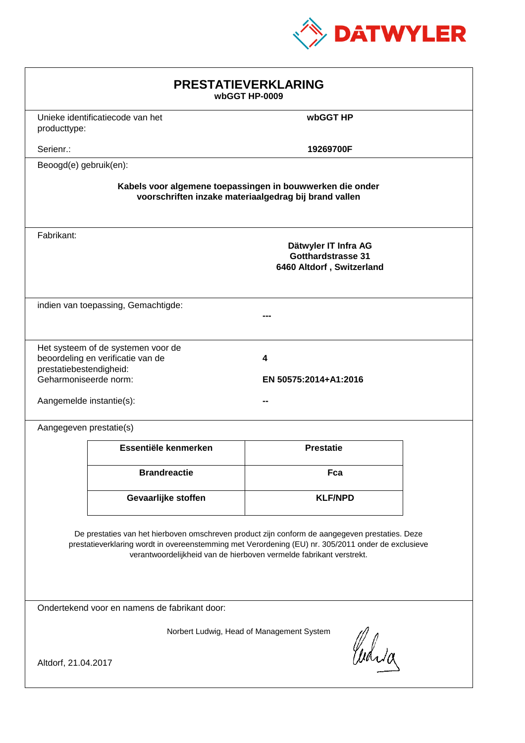DATWYLER

# PRESTATIEVERKLARING

**wbGGT HP-0009**

Unieke identificatiecode van het producttype: **wbGGT HP**

Serienr.: **19269700F**

Beoogd(e) gebruik(en):

**Kabels voor algemene toepassingen in bouwwerken die onder voorschriften inzake materiaalgedrag bij brand vallen**

Fabrikant:

**Dätwyler IT Infra AG**
**Gotthardstrasse 31**
**6460 Altdorf , Switzerland**

indien van toepassing, Gemachtigde:

**---**

Het systeem of de systemen voor de beoordeling en verificatie van de prestatiebestendigheid: **4**

Geharmoniseerde norm: **EN 50575:2014+A1:2016**

Aangemelde instantie(s): **--**

Aangegeven prestatie(s)

| Essentiële kenmerken | Prestatie |
|---|---|
| **Brandreactie** | **Fca** |
| **Gevaarlijke stoffen** | **KLF/NPD** |

De prestaties van het hierboven omschreven product zijn conform de aangegeven prestaties. Deze prestatieverklaring wordt in overeenstemming met Verordening (EU) nr. 305/2011 onder de exclusieve verantwoordelijkheid van de hierboven vermelde fabrikant verstrekt.

Ondertekend voor en namens de fabrikant door:

Norbert Ludwig, Head of Management System

Altdorf, 21.04.2017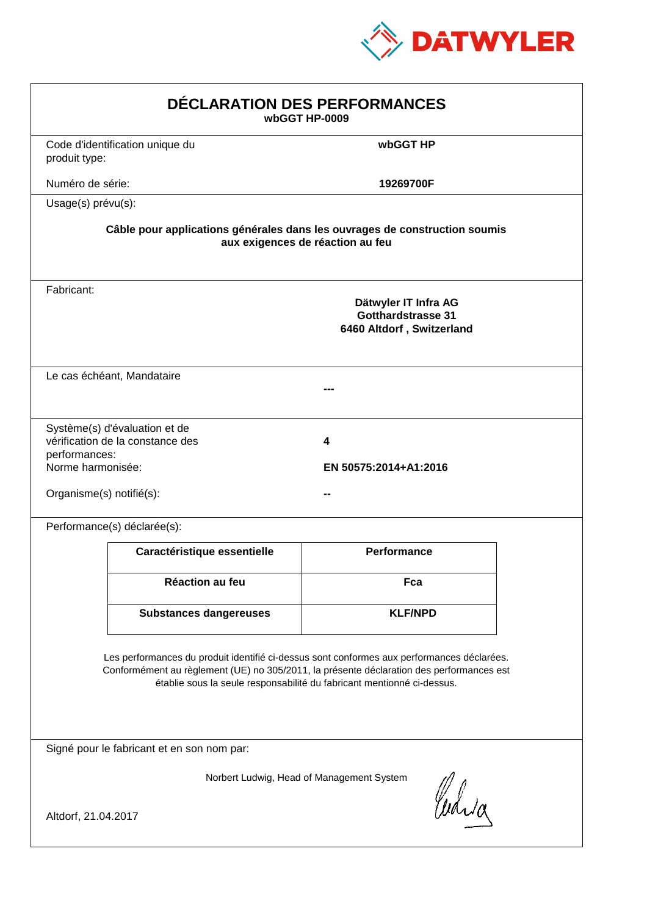DATWYLER

# DÉCLARATION DES PERFORMANCES

**wbGGT HP-0009**

| | |
|---|---|
| Code d'identification unique du produit type: | **wbGGT HP** |
| Numéro de série: | **19269700F** |

Usage(s) prévu(s):

**Câble pour applications générales dans les ouvrages de construction soumis aux exigences de réaction au feu**

Fabricant:

**Dätwyler IT Infra AG**
**Gotthardstrasse 31**
**6460 Altdorf , Switzerland**

Le cas échéant, Mandataire

**---**

| | |
|---|---|
| Système(s) d'évaluation et de vérification de la constance des performances: | **4** |
| Norme harmonisée: | **EN 50575:2014+A1:2016** |
| Organisme(s) notifié(s): | **--** |

Performance(s) déclarée(s):

| Caractéristique essentielle | Performance |
|---|---|
| **Réaction au feu** | **Fca** |
| **Substances dangereuses** | **KLF/NPD** |

Les performances du produit identifié ci-dessus sont conformes aux performances déclarées. Conformément au règlement (UE) no 305/2011, la présente déclaration des performances est établie sous la seule responsabilité du fabricant mentionné ci-dessus.

Signé pour le fabricant et en son nom par:

Norbert Ludwig, Head of Management System

Altdorf, 21.04.2017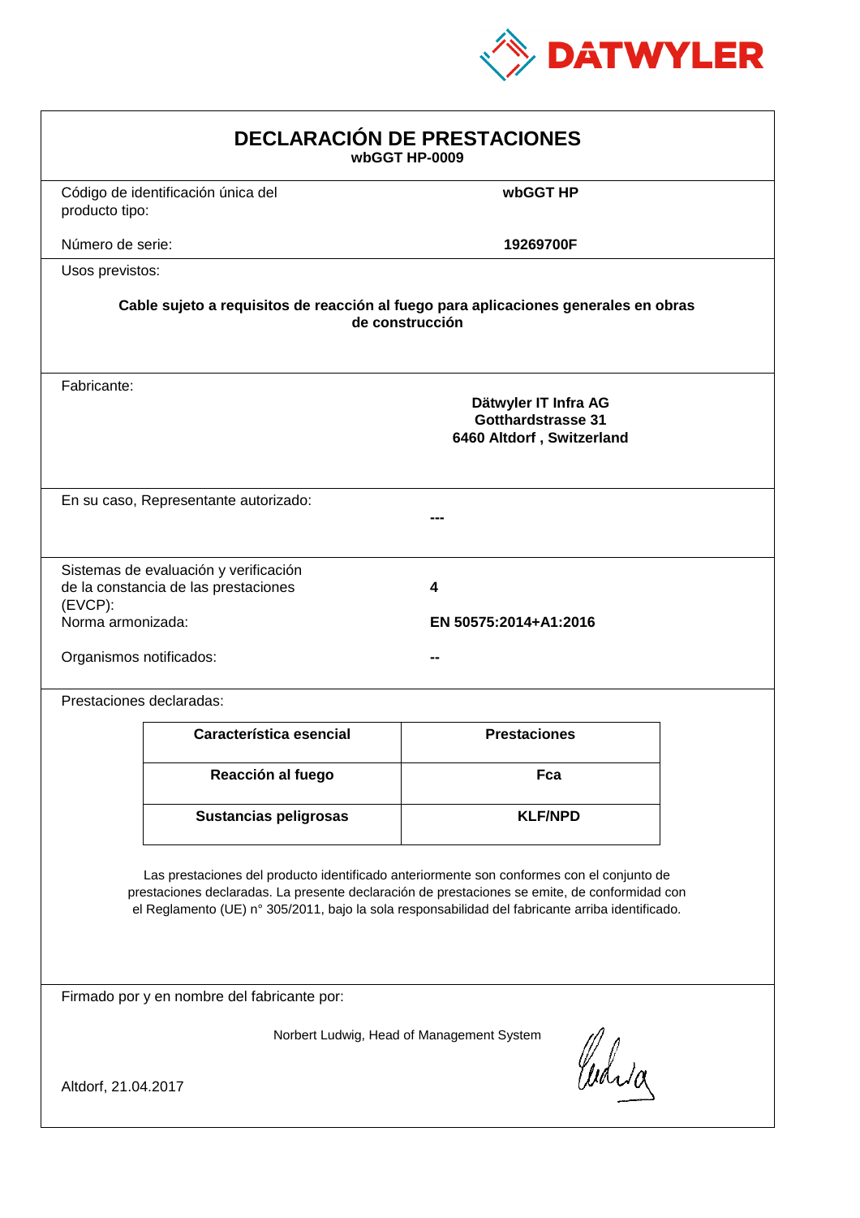DATWYLER

# DECLARACIÓN DE PRESTACIONES

**wbGGT HP-0009**

Código de identificación única del producto tipo: **wbGGT HP**

Número de serie: **19269700F**

Usos previstos:

**Cable sujeto a requisitos de reacción al fuego para aplicaciones generales en obras de construcción**

Fabricante:

**Dätwyler IT Infra AG**
**Gotthardstrasse 31**
**6460 Altdorf , Switzerland**

En su caso, Representante autorizado: **---**

Sistemas de evaluación y verificación de la constancia de las prestaciones (EVCP): **4**

Norma armonizada: **EN 50575:2014+A1:2016**

Organismos notificados: **--**

Prestaciones declaradas:

| Característica esencial | Prestaciones |
|---|---|
| **Reacción al fuego** | **Fca** |
| **Sustancias peligrosas** | **KLF/NPD** |

Las prestaciones del producto identificado anteriormente son conformes con el conjunto de prestaciones declaradas. La presente declaración de prestaciones se emite, de conformidad con el Reglamento (UE) n° 305/2011, bajo la sola responsabilidad del fabricante arriba identificado.

Firmado por y en nombre del fabricante por:

Norbert Ludwig, Head of Management System

Altdorf, 21.04.2017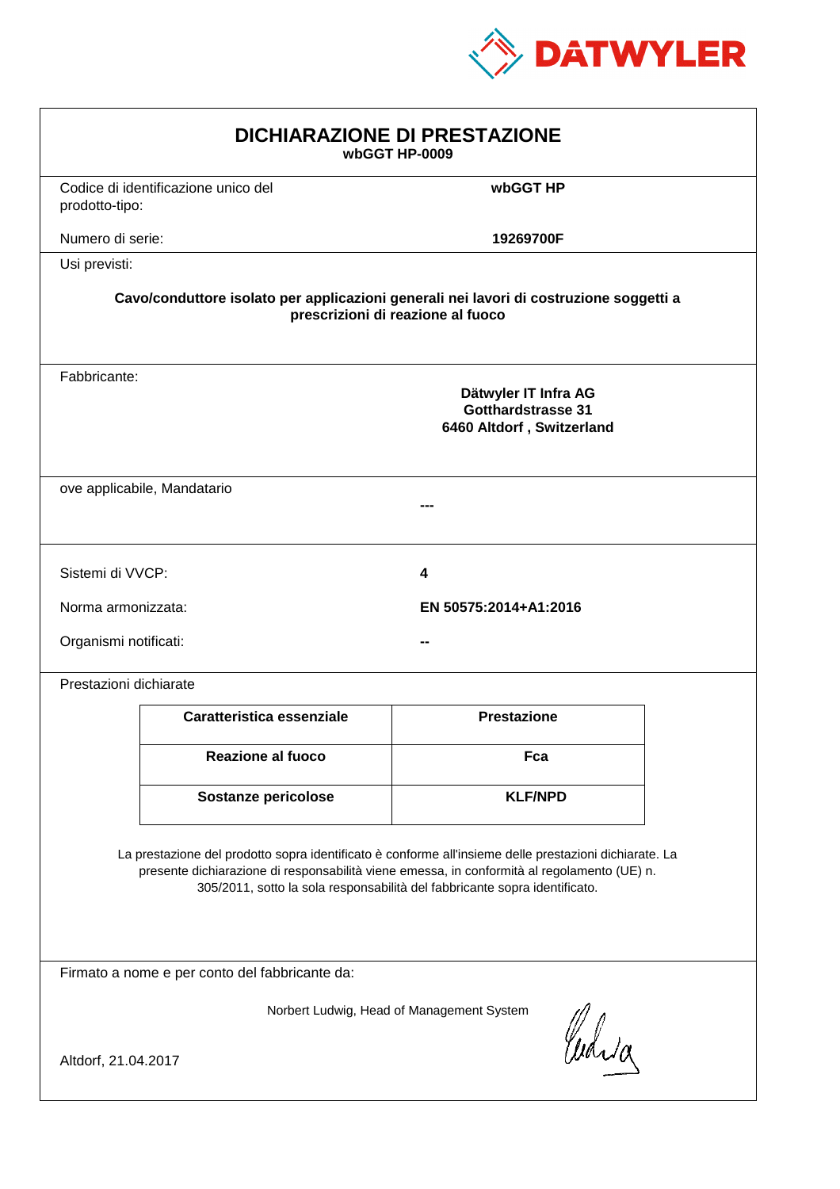DATWYLER

# DICHIARAZIONE DI PRESTAZIONE

**wbGGT HP-0009**

| | |
|---|---|
| Codice di identificazione unico del prodotto-tipo: | **wbGGT HP** |
| Numero di serie: | **19269700F** |

Usi previsti:

**Cavo/conduttore isolato per applicazioni generali nei lavori di costruzione soggetti a prescrizioni di reazione al fuoco**

Fabbricante:

**Dätwyler IT Infra AG**
**Gotthardstrasse 31**
**6460 Altdorf , Switzerland**

ove applicabile, Mandatario

**---**

| | |
|---|---|
| Sistemi di VVCP: | **4** |
| Norma armonizzata: | **EN 50575:2014+A1:2016** |
| Organismi notificati: | **--** |

Prestazioni dichiarate

| Caratteristica essenziale | Prestazione |
|---|---|
| **Reazione al fuoco** | **Fca** |
| **Sostanze pericolose** | **KLF/NPD** |

La prestazione del prodotto sopra identificato è conforme all'insieme delle prestazioni dichiarate. La presente dichiarazione di responsabilità viene emessa, in conformità al regolamento (UE) n. 305/2011, sotto la sola responsabilità del fabbricante sopra identificato.

Firmato a nome e per conto del fabbricante da:

Norbert Ludwig, Head of Management System

Altdorf, 21.04.2017